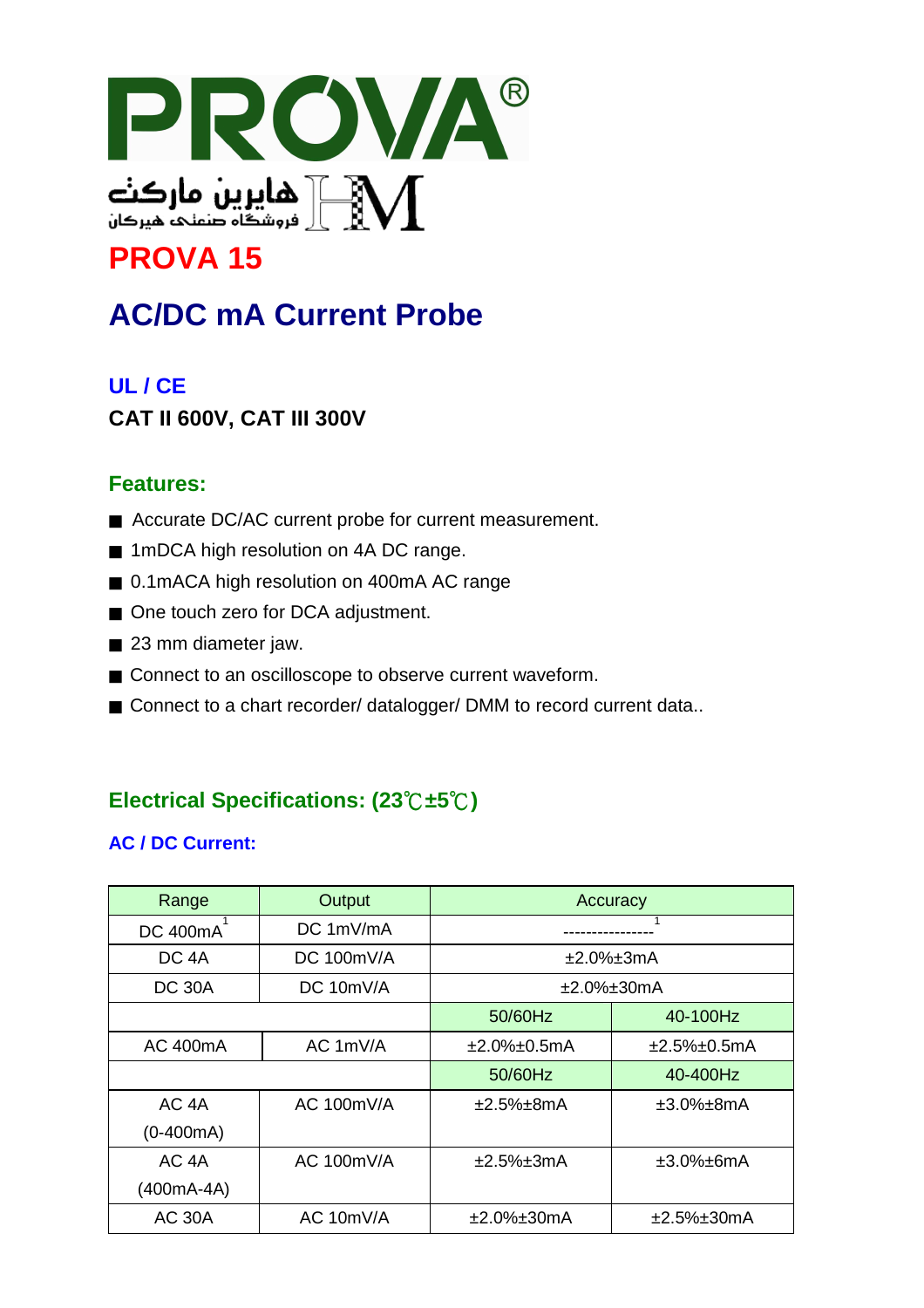# PROVA

هایرین مارکت
فروشگاه صنعتی هیرکان

## PROVA 15

# AC/DC mA Current Probe

**UL / CE**

**CAT II 600V, CAT III 300V**

### Features:

- Accurate DC/AC current probe for current measurement.
- 1mDCA high resolution on 4A DC range.
- 0.1mACA high resolution on 400mA AC range
- One touch zero for DCA adjustment.
- 23 mm diameter jaw.
- Connect to an oscilloscope to observe current waveform.
- Connect to a chart recorder/ datalogger/ DMM to record current data..

### Electrical Specifications: (23℃±5℃)

**AC / DC Current:**

| Range | Output | Accuracy | |
|---|---|---|---|
| DC 400mA[1] | DC 1mV/mA | ----------------[1] | |
| DC 4A | DC 100mV/A | ±2.0%±3mA | |
| DC 30A | DC 10mV/A | ±2.0%±30mA | |
| | | 50/60Hz | 40-100Hz |
| AC 400mA | AC 1mV/A | ±2.0%±0.5mA | ±2.5%±0.5mA |
| | | 50/60Hz | 40-400Hz |
| AC 4A (0-400mA) | AC 100mV/A | ±2.5%±8mA | ±3.0%±8mA |
| AC 4A (400mA-4A) | AC 100mV/A | ±2.5%±3mA | ±3.0%±6mA |
| AC 30A | AC 10mV/A | ±2.0%±30mA | ±2.5%±30mA |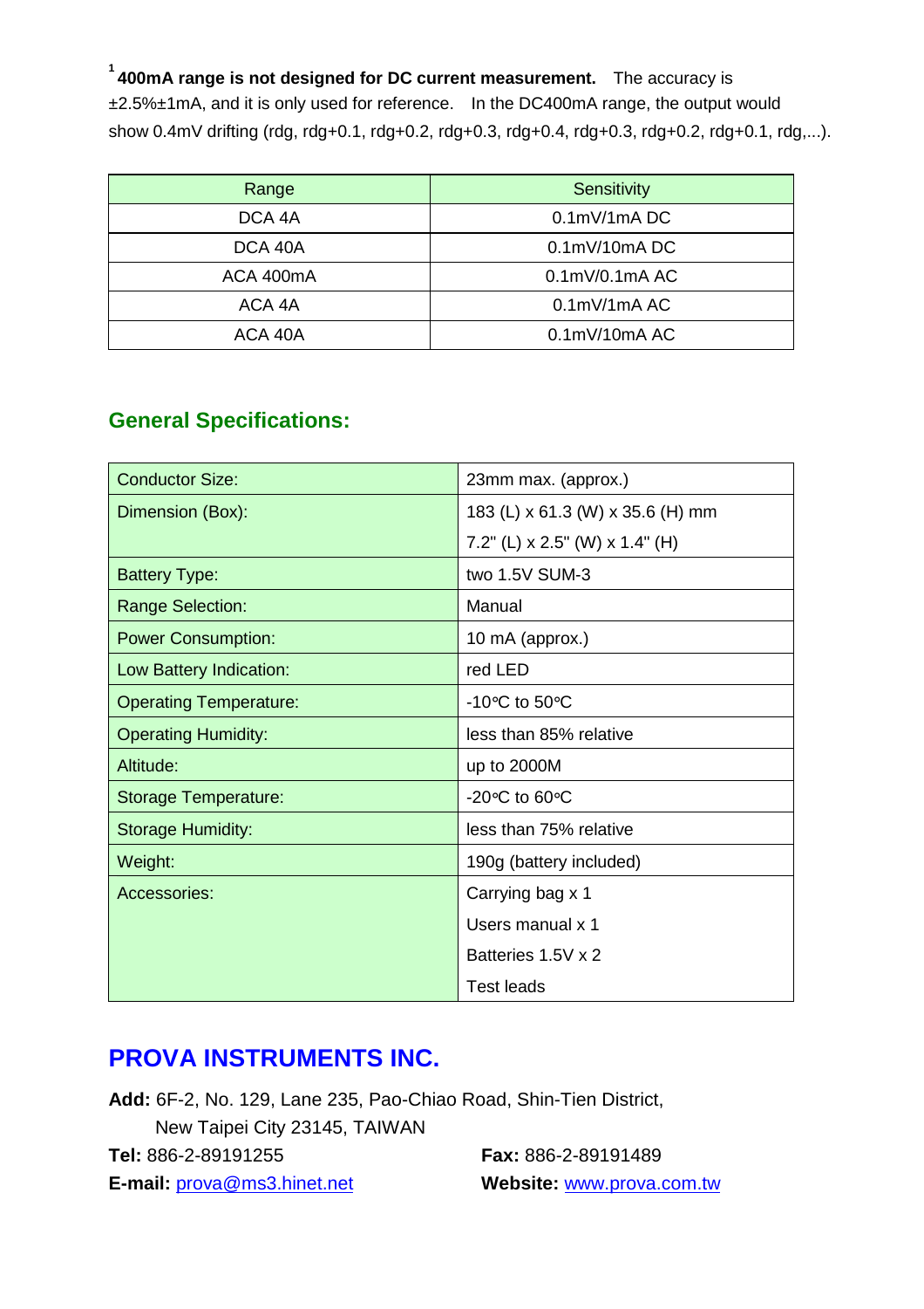[1] **400mA range is not designed for DC current measurement.** The accuracy is ±2.5%±1mA, and it is only used for reference. In the DC400mA range, the output would show 0.4mV drifting (rdg, rdg+0.1, rdg+0.2, rdg+0.3, rdg+0.4, rdg+0.3, rdg+0.2, rdg+0.1, rdg,...).

| Range | Sensitivity |
|---|---|
| DCA 4A | 0.1mV/1mA DC |
| DCA 40A | 0.1mV/10mA DC |
| ACA 400mA | 0.1mV/0.1mA AC |
| ACA 4A | 0.1mV/1mA AC |
| ACA 40A | 0.1mV/10mA AC |

## General Specifications:

| | |
|---|---|
| Conductor Size: | 23mm max. (approx.) |
| Dimension (Box): | 183 (L) x 61.3 (W) x 35.6 (H) mm<br>7.2" (L) x 2.5" (W) x 1.4" (H) |
| Battery Type: | two 1.5V SUM-3 |
| Range Selection: | Manual |
| Power Consumption: | 10 mA (approx.) |
| Low Battery Indication: | red LED |
| Operating Temperature: | -10℃ to 50℃ |
| Operating Humidity: | less than 85% relative |
| Altitude: | up to 2000M |
| Storage Temperature: | -20℃ to 60℃ |
| Storage Humidity: | less than 75% relative |
| Weight: | 190g (battery included) |
| Accessories: | Carrying bag x 1<br>Users manual x 1<br>Batteries 1.5V x 2<br>Test leads |

## PROVA INSTRUMENTS INC.

**Add:** 6F-2, No. 129, Lane 235, Pao-Chiao Road, Shin-Tien District,
New Taipei City 23145, TAIWAN

**Tel:** 886-2-89191255 **Fax:** 886-2-89191489

**E-mail:** prova@ms3.hinet.net **Website:** www.prova.com.tw